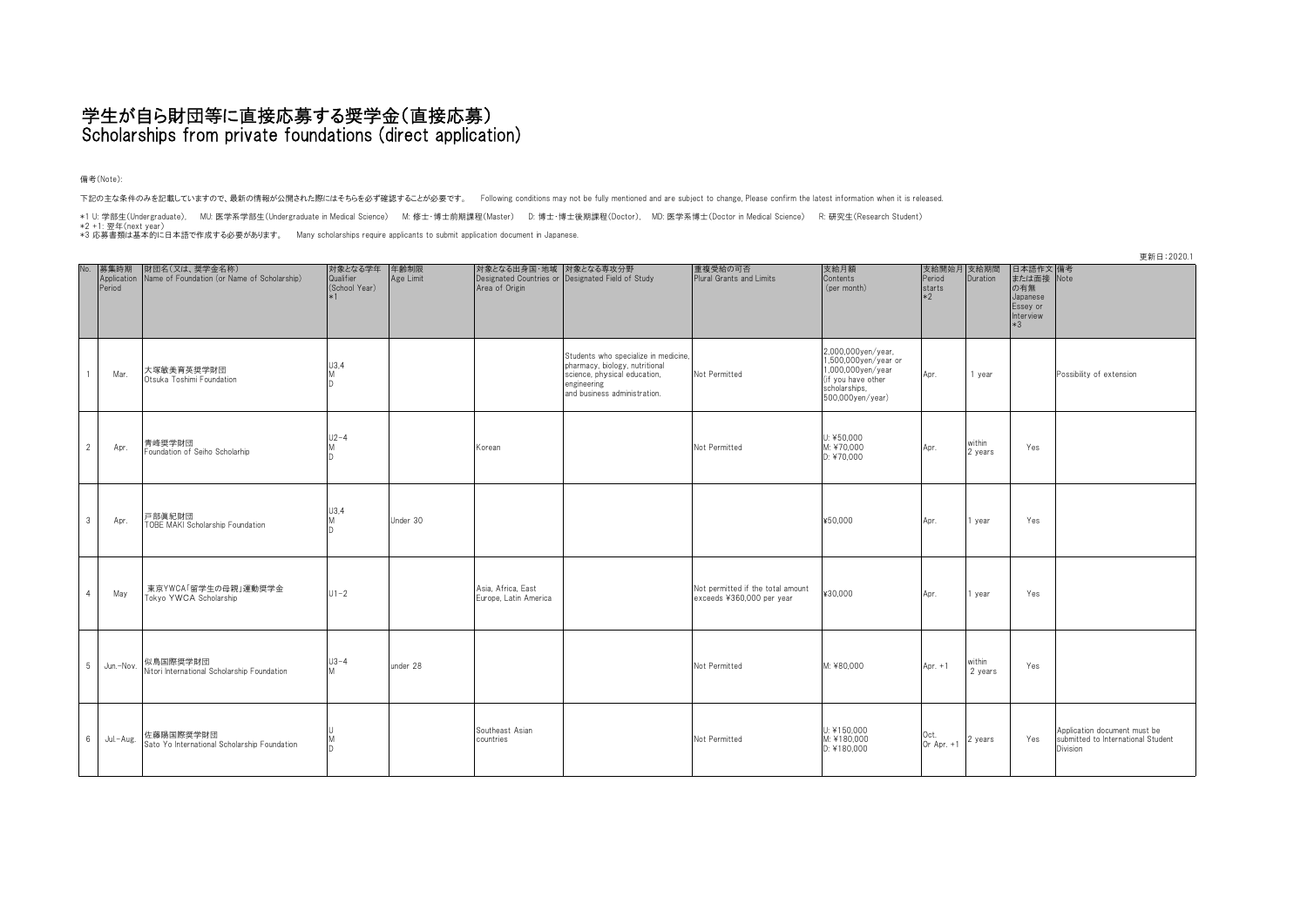# 学生が自ら財団等に直接応募する奨学金(直接応募)
# Scholarships from private foundations (direct application)

備考(Note):

下記の主な条件のみを記載していますので、最新の情報が公開された際にはそちらを必ず確認することが必要です。　Following conditions may not be fully mentioned and are subject to change, Please confirm the latest information when it is released.

*1 U: 学部生(Undergraduate)、 MU: 医学系学部生(Undergraduate in Medical Science)　M: 修士・博士前期課程(Master)　D: 博士・博士後期課程(Doctor)、 MD: 医学系博士(Doctor in Medical Science)　R: 研究生(Research Student)
*2 +1: 翌年(next year)
*3 応募書類は基本的に日本語で作成する必要があります。　Many scholarships require applicants to submit application document in Japanese.

更新日:2020.1

| No. | 募集時期 Application Period | 財団名(又は、奨学金名称) Name of Foundation (or Name of Scholarship) | 対象となる学年 Qualifier (School Year) *1 | 年齢制限 Age Limit | 対象となる出身国・地域 Designated Countries or Area of Origin | 対象となる専攻分野 Designated Field of Study | 重複受給の可否 Plural Grants and Limits | 支給月額 Contents (per month) | 支給開始月 Period starts *2 | 支給期間 Duration | 日本語作文または面接の有無 Japanese Essey or Interview *3 | 備考 Note |
|---|---|---|---|---|---|---|---|---|---|---|---|---|
| 1 | Mar. | 大塚敏美育英奨学財団 Otsuka Toshimi Foundation | U3.4 M D | | | Students who specialize in medicine, pharmacy, biology, nutritional science, physical education, engineering and business administration. | Not Permitted | 2,000,000yen/year, 1,500,000yen/year or 1,000,000yen/year (if you have other scholarships, 500,000yen/year) | Apr. | 1 year | | Possibility of extension |
| 2 | Apr. | 青峰奨学財団 Foundation of Seiho Scholarhip | U2-4 M D | | Korean | | Not Permitted | U: ¥50,000 M: ¥70,000 D: ¥70,000 | Apr. | within 2 years | Yes | |
| 3 | Apr. | 戸部眞紀財団 TOBE MAKI Scholarship Foundation | U3.4 M D | Under 30 | | | | ¥50,000 | Apr. | 1 year | Yes | |
| 4 | May | 東京YWCA「留学生の母親」運動奨学金 Tokyo YWCA Scholarship | U1-2 | | Asia, Africa, East Europe, Latin America | | Not permitted if the total amount exceeds ¥360,000 per year | ¥30,000 | Apr. | 1 year | Yes | |
| 5 | Jun.-Nov. | 似鳥国際奨学財団 Nitori International Scholarship Foundation | U3-4 M | under 28 | | | Not Permitted | M: ¥80,000 | Apr. +1 | within 2 years | Yes | |
| 6 | Jul.-Aug. | 佐藤陽国際奨学財団 Sato Yo International Scholarship Foundation | U M D | | Southeast Asian countries | | Not Permitted | U: ¥150,000 M: ¥180,000 D: ¥180,000 | Oct. Or Apr. +1 | 2 years | Yes | Application document must be submitted to International Student Division |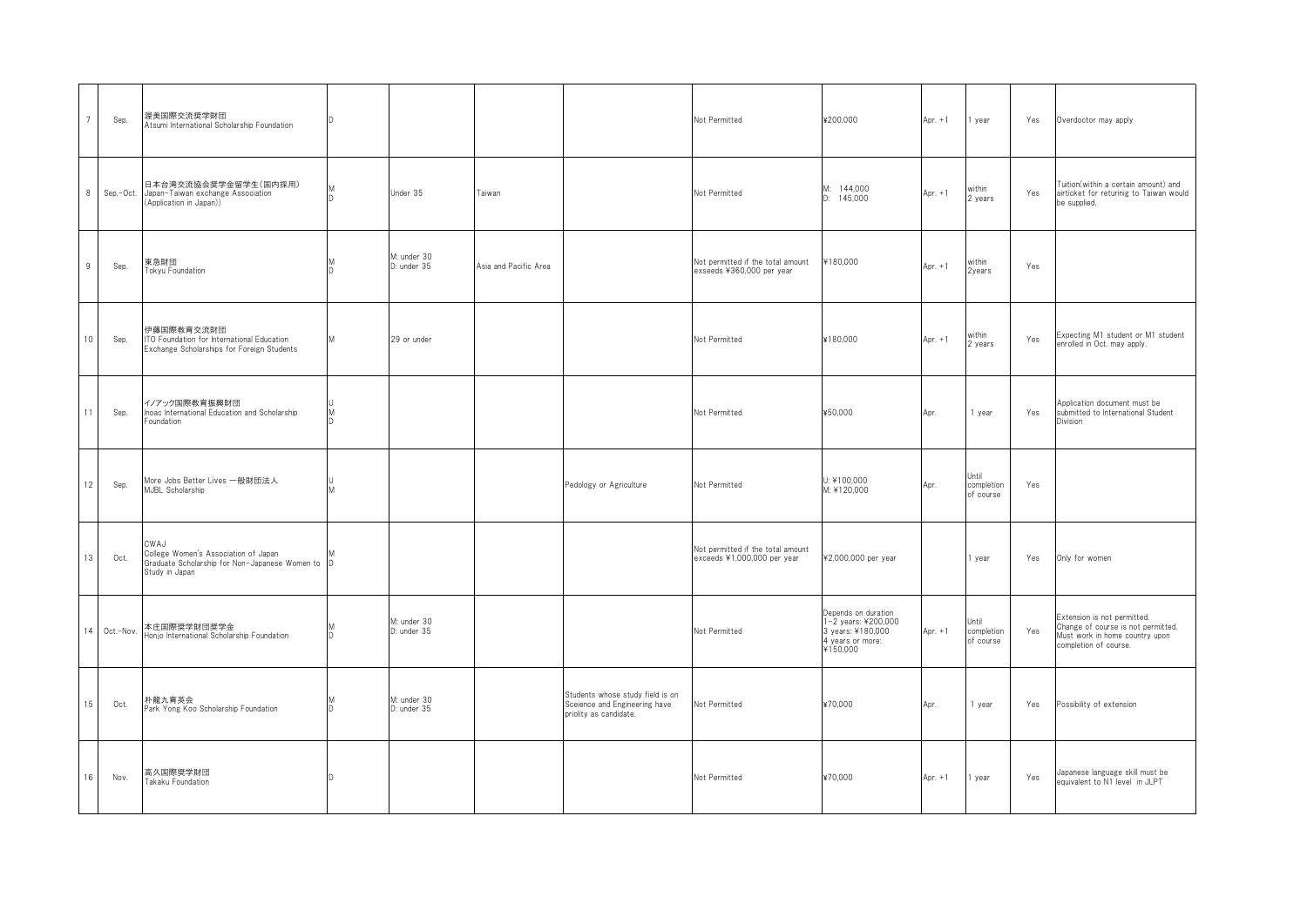| | | | | | | | | | | | | |
|---|---|---|---|---|---|---|---|---|---|---|---|---|
| 7 | Sep. | 渥美国際交流奨学財団<br>Atsumi International Scholarship Foundation | D | | | | Not Permitted | ¥200,000 | Apr. +1 | 1 year | Yes | Overdoctor may apply |
| 8 | Sep.-Oct. | 日本台湾交流協会奨学金留学生(国内採用)<br>Japan-Taiwan exchange Association (Application in Japan)) | M<br>D | Under 35 | Taiwan | | Not Permitted | M: 144,000<br>D: 145,000 | Apr. +1 | within 2 years | Yes | Tuition(within a certain amount) and airticket for returinig to Taiwan would be supplied. |
| 9 | Sep. | 東急財団<br>Tokyu Foundation | M<br>D | M: under 30<br>D: under 35 | Asia and Pacific Area | | Not permitted if the total amount exseeds ¥360,000 per year | ¥180,000 | Apr. +1 | within 2years | Yes | |
| 10 | Sep. | 伊藤国際教育交流財団<br>ITO Foundation for International Education Exchange Scholarships for Foreign Students | M | 29 or under | | | Not Permitted | ¥180,000 | Apr. +1 | within 2 years | Yes | Expecting M1 student or M1 student enrolled in Oct. may apply. |
| 11 | Sep. | イノアック国際教育振興財団<br>Inoac International Education and Scholarship Foundation | U<br>M<br>D | | | | Not Permitted | ¥50,000 | Apr. | 1 year | Yes | Application document must be submitted to International Student Division |
| 12 | Sep. | More Jobs Better Lives 一般財団法人<br>MJBL Scholarship | U<br>M | | | Pedology or Agriculture | Not Permitted | U: ¥100,000<br>M: ¥120,000 | Apr. | Until completion of course | Yes | |
| 13 | Oct. | CWAJ<br>College Women's Association of Japan<br>Graduate Scholarship for Non-Japanese Women to Study in Japan | M<br>D | | | | Not permitted if the total amount exceeds ¥1,000,000 per year | ¥2,000,000 per year | | 1 year | Yes | Only for women |
| 14 | Oct.-Nov. | 本庄国際奨学財団奨学金<br>Honjo International Scholarship Foundation | M<br>D | M: under 30<br>D: under 35 | | | Not Permitted | Depends on duration<br>1-2 years: ¥200,000<br>3 years: ¥180,000<br>4 years or more: ¥150,000 | Apr. +1 | Until completion of course | Yes | Extension is not permitted.<br>Change of course is not permitted.<br>Must work in home country upon completion of course. |
| 15 | Oct. | 朴龍九育英会<br>Park Yong Koo Scholarship Foundation | M<br>D | M: under 30<br>D: under 35 | | Students whose study field is on Sceience and Engineering have priolity as candidate. | Not Permitted | ¥70,000 | Apr. | 1 year | Yes | Possibility of extension |
| 16 | Nov. | 高久国際奨学財団<br>Takaku Foundation | D | | | | Not Permitted | ¥70,000 | Apr. +1 | 1 year | Yes | Japanese language skill must be equivalent to N1 level in JLPT |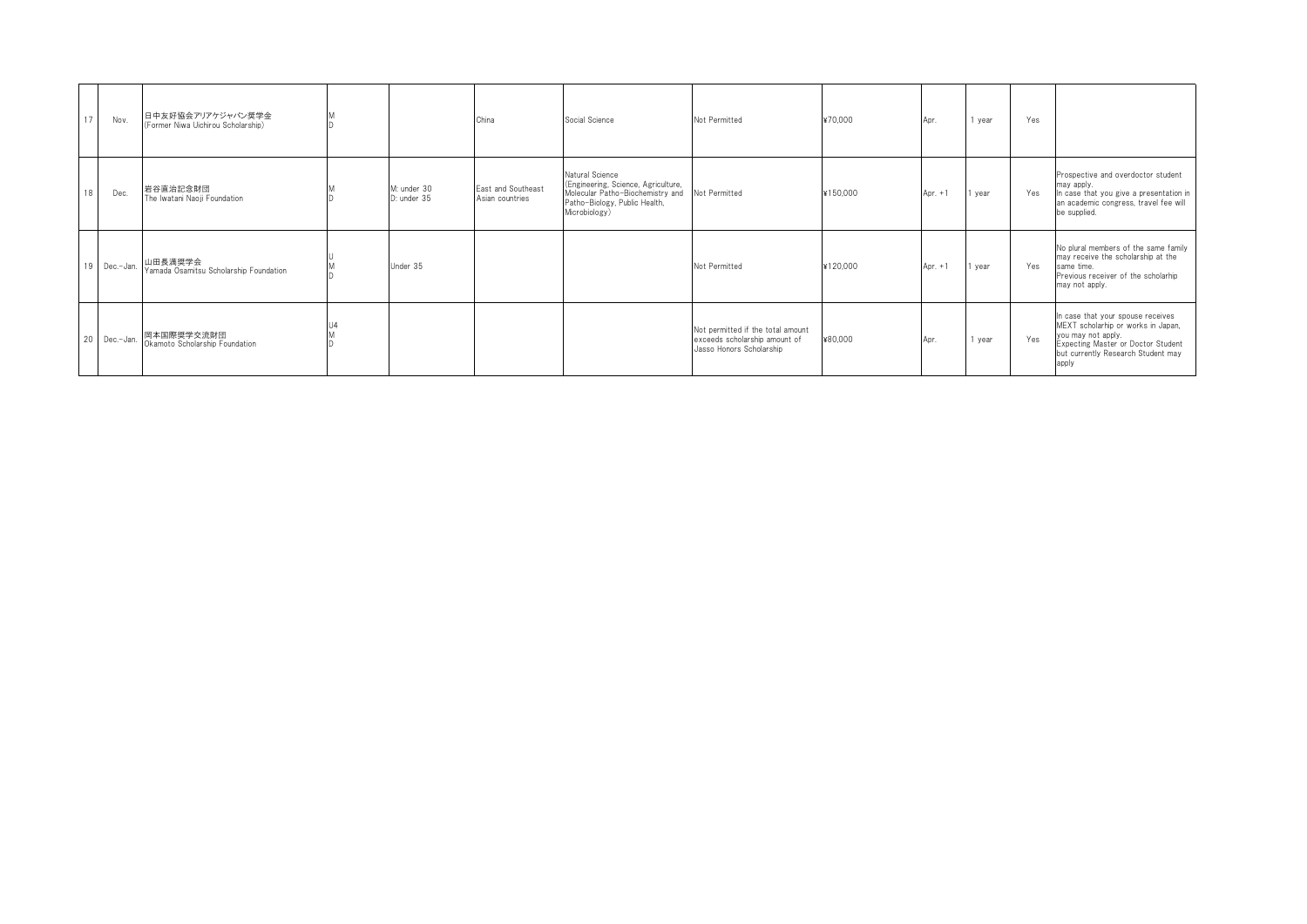| | | | | | | | | | | | | |
|---|---|---|---|---|---|---|---|---|---|---|---|---|
| 17 | Nov. | 日中友好協会アリアケジャパン奨学金<br>(Former Niwa Uichirou Scholarship) | M<br>D | | China | Social Science | Not Permitted | ¥70,000 | Apr. | 1 year | Yes | |
| 18 | Dec. | 岩谷直治記念財団<br>The Iwatani Naoji Foundation | M<br>D | M: under 30<br>D: under 35 | East and Southeast Asian countries | Natural Science<br>(Engineering, Science, Agriculture, Molecular Patho-Biochemistry and Patho-Biology, Public Health, Microbiology) | Not Permitted | ¥150,000 | Apr. +1 | 1 year | Yes | Prospective and overdoctor student may apply.<br>In case that you give a presentation in an academic congress, travel fee will be supplied. |
| 19 | Dec.-Jan. | 山田長満奨学会<br>Yamada Osamitsu Scholarship Foundation | U<br>M<br>D | Under 35 | | | Not Permitted | ¥120,000 | Apr. +1 | 1 year | Yes | No plural members of the same family may receive the scholarship at the same time.<br>Previous receiver of the scholarhip may not apply. |
| 20 | Dec.-Jan. | 岡本国際奨学交流財団<br>Okamoto Scholarship Foundation | U4<br>M<br>D | | | | Not permitted if the total amount exceeds scholarship amount of Jasso Honors Scholarship | ¥80,000 | Apr. | 1 year | Yes | In case that your spouse receives MEXT scholarhip or works in Japan, you may not apply.<br>Expecting Master or Doctor Student but currently Research Student may apply |